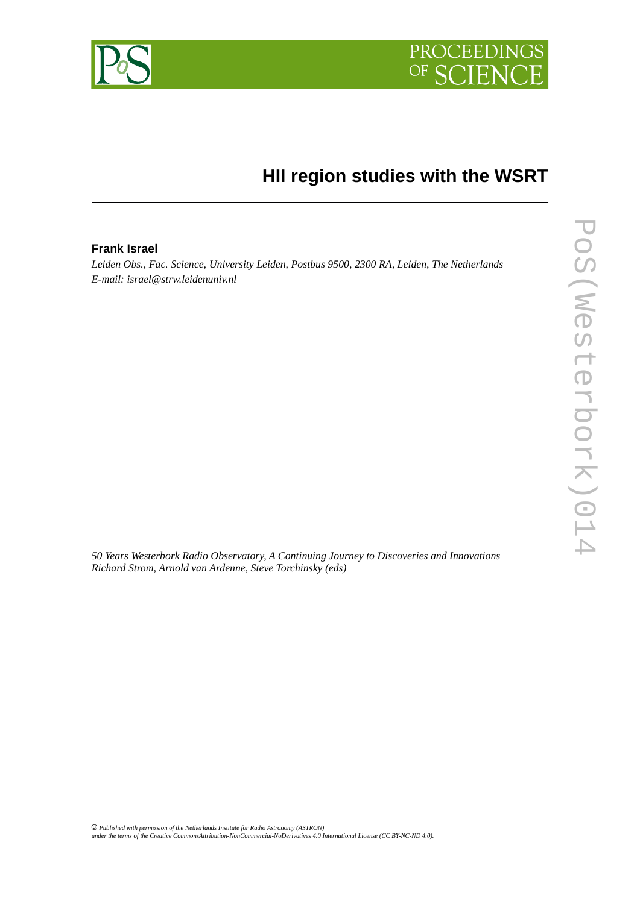# HII region studies with the WSRT

**Frank Israel**

*Leiden Obs., Fac. Science, University Leiden, Postbus 9500, 2300 RA, Leiden, The Netherlands*
*E-mail:* israel@strw.leidenuniv.nl

*50 Years Westerbork Radio Observatory, A Continuing Journey to Discoveries and Innovations*
*Richard Strom, Arnold van Ardenne, Steve Torchinsky (eds)*

© *Published with permission of the Netherlands Institute for Radio Astronomy (ASTRON) under the terms of the Creative CommonsAttribution-NonCommercial-NoDerivatives 4.0 International License (CC BY-NC-ND 4.0).*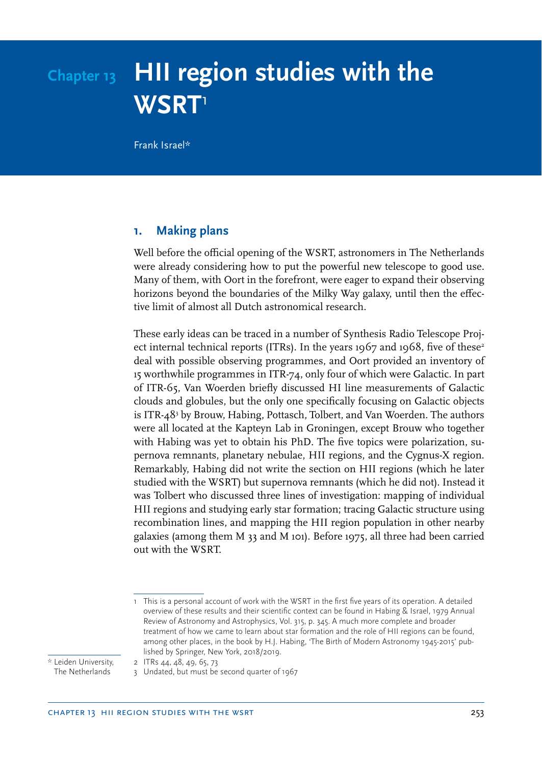# Chapter 13 HII region studies with the WSRT[1]

Frank Israel*

## 1. Making plans

Well before the official opening of the WSRT, astronomers in The Netherlands were already considering how to put the powerful new telescope to good use. Many of them, with Oort in the forefront, were eager to expand their observing horizons beyond the boundaries of the Milky Way galaxy, until then the effective limit of almost all Dutch astronomical research.

These early ideas can be traced in a number of Synthesis Radio Telescope Project internal technical reports (ITRs). In the years 1967 and 1968, five of these[2] deal with possible observing programmes, and Oort provided an inventory of 15 worthwhile programmes in ITR-74, only four of which were Galactic. In part of ITR-65, Van Woerden briefly discussed HI line measurements of Galactic clouds and globules, but the only one specifically focusing on Galactic objects is ITR-48[3] by Brouw, Habing, Pottasch, Tolbert, and Van Woerden. The authors were all located at the Kapteyn Lab in Groningen, except Brouw who together with Habing was yet to obtain his PhD. The five topics were polarization, supernova remnants, planetary nebulae, HII regions, and the Cygnus-X region. Remarkably, Habing did not write the section on HII regions (which he later studied with the WSRT) but supernova remnants (which he did not). Instead it was Tolbert who discussed three lines of investigation: mapping of individual HII regions and studying early star formation; tracing Galactic structure using recombination lines, and mapping the HII region population in other nearby galaxies (among them M 33 and M 101). Before 1975, all three had been carried out with the WSRT.

---

1 This is a personal account of work with the WSRT in the first five years of its operation. A detailed overview of these results and their scientific context can be found in Habing & Israel, 1979 Annual Review of Astronomy and Astrophysics, Vol. 315, p. 345. A much more complete and broader treatment of how we came to learn about star formation and the role of HII regions can be found, among other places, in the book by H.J. Habing, 'The Birth of Modern Astronomy 1945-2015' published by Springer, New York, 2018/2019.

2 ITRs 44, 48, 49, 65, 73

3 Undated, but must be second quarter of 1967

\* Leiden University, The Netherlands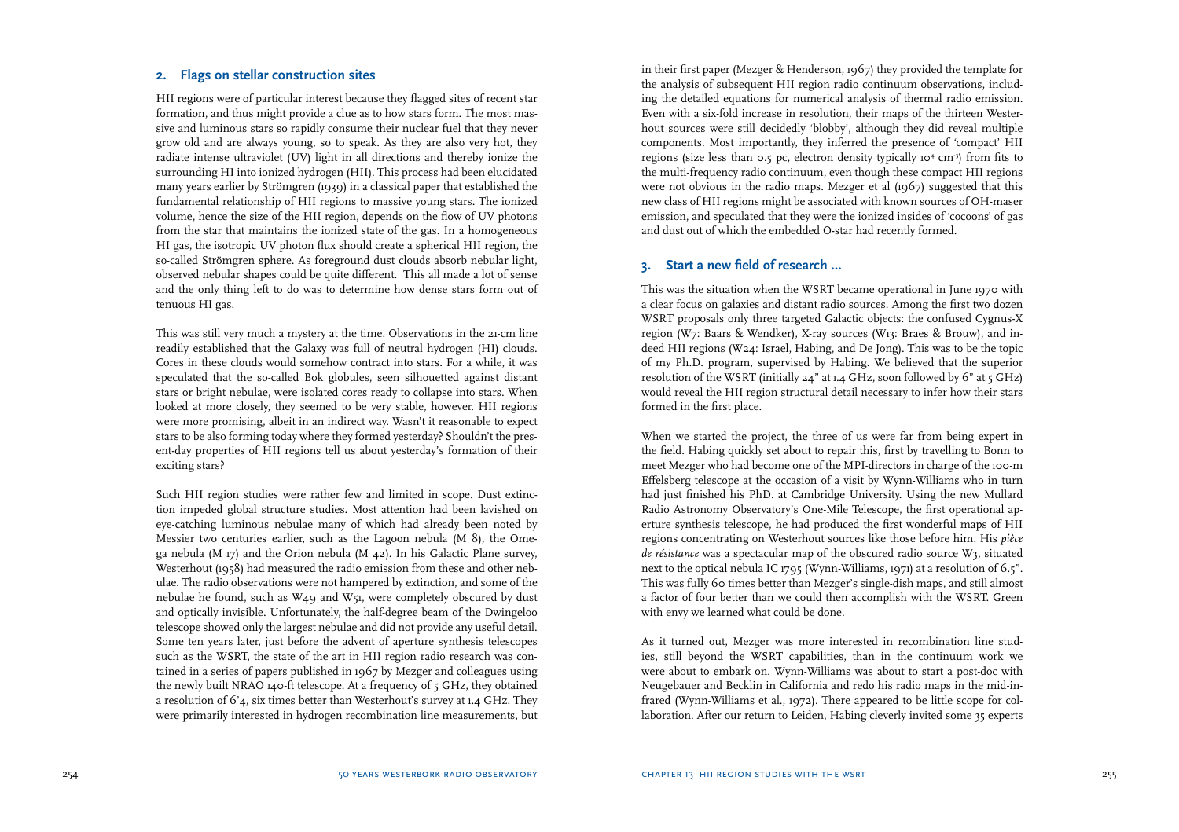## 2. Flags on stellar construction sites

HII regions were of particular interest because they flagged sites of recent star formation, and thus might provide a clue as to how stars form. The most massive and luminous stars so rapidly consume their nuclear fuel that they never grow old and are always young, so to speak. As they are also very hot, they radiate intense ultraviolet (UV) light in all directions and thereby ionize the surrounding HI into ionized hydrogen (HII). This process had been elucidated many years earlier by Strömgren (1939) in a classical paper that established the fundamental relationship of HII regions to massive young stars. The ionized volume, hence the size of the HII region, depends on the flow of UV photons from the star that maintains the ionized state of the gas. In a homogeneous HI gas, the isotropic UV photon flux should create a spherical HII region, the so-called Strömgren sphere. As foreground dust clouds absorb nebular light, observed nebular shapes could be quite different. This all made a lot of sense and the only thing left to do was to determine how dense stars form out of tenuous HI gas.

This was still very much a mystery at the time. Observations in the 21-cm line readily established that the Galaxy was full of neutral hydrogen (HI) clouds. Cores in these clouds would somehow contract into stars. For a while, it was speculated that the so-called Bok globules, seen silhouetted against distant stars or bright nebulae, were isolated cores ready to collapse into stars. When looked at more closely, they seemed to be very stable, however. HII regions were more promising, albeit in an indirect way. Wasn't it reasonable to expect stars to be also forming today where they formed yesterday? Shouldn't the present-day properties of HII regions tell us about yesterday's formation of their exciting stars?

Such HII region studies were rather few and limited in scope. Dust extinction impeded global structure studies. Most attention had been lavished on eye-catching luminous nebulae many of which had already been noted by Messier two centuries earlier, such as the Lagoon nebula (M 8), the Omega nebula (M 17) and the Orion nebula (M 42). In his Galactic Plane survey, Westerhout (1958) had measured the radio emission from these and other nebulae. The radio observations were not hampered by extinction, and some of the nebulae he found, such as W49 and W51, were completely obscured by dust and optically invisible. Unfortunately, the half-degree beam of the Dwingeloo telescope showed only the largest nebulae and did not provide any useful detail. Some ten years later, just before the advent of aperture synthesis telescopes such as the WSRT, the state of the art in HII region radio research was contained in a series of papers published in 1967 by Mezger and colleagues using the newly built NRAO 140-ft telescope. At a frequency of 5 GHz, they obtained a resolution of 6'.4, six times better than Westerhout's survey at 1.4 GHz. They were primarily interested in hydrogen recombination line measurements, but in their first paper (Mezger & Henderson, 1967) they provided the template for the analysis of subsequent HII region radio continuum observations, including the detailed equations for numerical analysis of thermal radio emission. Even with a six-fold increase in resolution, their maps of the thirteen Westerhout sources were still decidedly 'blobby', although they did reveal multiple components. Most importantly, they inferred the presence of 'compact' HII regions (size less than 0.5 pc, electron density typically $10^4$ $cm^{-3}$) from fits to the multi-frequency radio continuum, even though these compact HII regions were not obvious in the radio maps. Mezger et al (1967) suggested that this new class of HII regions might be associated with known sources of OH-maser emission, and speculated that they were the ionized insides of 'cocoons' of gas and dust out of which the embedded O-star had recently formed.

## 3. Start a new field of research ...

This was the situation when the WSRT became operational in June 1970 with a clear focus on galaxies and distant radio sources. Among the first two dozen WSRT proposals only three targeted Galactic objects: the confused Cygnus-X region (W7: Baars & Wendker), X-ray sources (W13: Braes & Brouw), and indeed HII regions (W24: Israel, Habing, and De Jong). This was to be the topic of my Ph.D. program, supervised by Habing. We believed that the superior resolution of the WSRT (initially 24" at 1.4 GHz, soon followed by 6" at 5 GHz) would reveal the HII region structural detail necessary to infer how their stars formed in the first place.

When we started the project, the three of us were far from being expert in the field. Habing quickly set about to repair this, first by travelling to Bonn to meet Mezger who had become one of the MPI-directors in charge of the 100-m Effelsberg telescope at the occasion of a visit by Wynn-Williams who in turn had just finished his PhD. at Cambridge University. Using the new Mullard Radio Astronomy Observatory's One-Mile Telescope, the first operational aperture synthesis telescope, he had produced the first wonderful maps of HII regions concentrating on Westerhout sources like those before him. His *pièce de résistance* was a spectacular map of the obscured radio source W3, situated next to the optical nebula IC 1795 (Wynn-Williams, 1971) at a resolution of 6.5". This was fully 60 times better than Mezger's single-dish maps, and still almost a factor of four better than we could then accomplish with the WSRT. Green with envy we learned what could be done.

As it turned out, Mezger was more interested in recombination line studies, still beyond the WSRT capabilities, than in the continuum work we were about to embark on. Wynn-Williams was about to start a post-doc with Neugebauer and Becklin in California and redo his radio maps in the mid-infrared (Wynn-Williams et al., 1972). There appeared to be little scope for collaboration. After our return to Leiden, Habing cleverly invited some 35 experts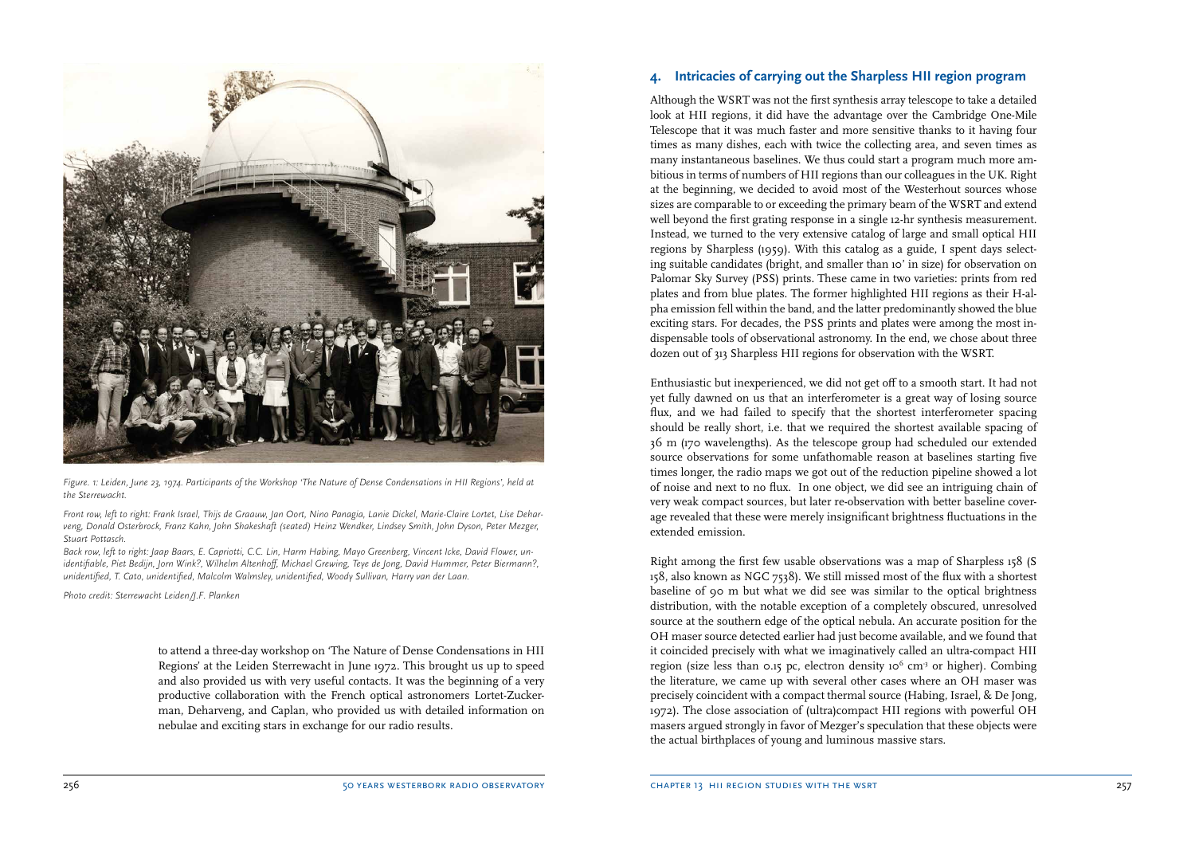*Figure. 1: Leiden, June 23, 1974. Participants of the Workshop 'The Nature of Dense Condensations in HII Regions', held at the Sterrewacht.*

*Front row, left to right: Frank Israel, Thijs de Graauw, Jan Oort, Nino Panagia, Lanie Dickel, Marie-Claire Lortet, Lise Deharveng, Donald Osterbrock, Franz Kahn, John Shakeshaft (seated) Heinz Wendker, Lindsey Smith, John Dyson, Peter Mezger, Stuart Pottasch.*

*Back row, left to right: Jaap Baars, E. Capriotti, C.C. Lin, Harm Habing, Mayo Greenberg, Vincent Icke, David Flower, unidentifiable, Piet Bedijn, Jorn Wink?, Wilhelm Altenhoff, Michael Grewing, Teye de Jong, David Hummer, Peter Biermann?, unidentified, T. Cato, unidentified, Malcolm Walmsley, unidentified, Woody Sullivan, Harry van der Laan.*

*Photo credit: Sterrewacht Leiden/J.F. Planken*

to attend a three-day workshop on 'The Nature of Dense Condensations in HII Regions' at the Leiden Sterrewacht in June 1972. This brought us up to speed and also provided us with very useful contacts. It was the beginning of a very productive collaboration with the French optical astronomers Lortet-Zuckerman, Deharveng, and Caplan, who provided us with detailed information on nebulae and exciting stars in exchange for our radio results.

## 4. Intricacies of carrying out the Sharpless HII region program

Although the WSRT was not the first synthesis array telescope to take a detailed look at HII regions, it did have the advantage over the Cambridge One-Mile Telescope that it was much faster and more sensitive thanks to it having four times as many dishes, each with twice the collecting area, and seven times as many instantaneous baselines. We thus could start a program much more ambitious in terms of numbers of HII regions than our colleagues in the UK. Right at the beginning, we decided to avoid most of the Westerhout sources whose sizes are comparable to or exceeding the primary beam of the WSRT and extend well beyond the first grating response in a single 12-hr synthesis measurement. Instead, we turned to the very extensive catalog of large and small optical HII regions by Sharpless (1959). With this catalog as a guide, I spent days selecting suitable candidates (bright, and smaller than 10' in size) for observation on Palomar Sky Survey (PSS) prints. These came in two varieties: prints from red plates and from blue plates. The former highlighted HII regions as their H-alpha emission fell within the band, and the latter predominantly showed the blue exciting stars. For decades, the PSS prints and plates were among the most indispensable tools of observational astronomy. In the end, we chose about three dozen out of 313 Sharpless HII regions for observation with the WSRT.

Enthusiastic but inexperienced, we did not get off to a smooth start. It had not yet fully dawned on us that an interferometer is a great way of losing source flux, and we had failed to specify that the shortest interferometer spacing should be really short, i.e. that we required the shortest available spacing of 36 m (170 wavelengths). As the telescope group had scheduled our extended source observations for some unfathomable reason at baselines starting five times longer, the radio maps we got out of the reduction pipeline showed a lot of noise and next to no flux. In one object, we did see an intriguing chain of very weak compact sources, but later re-observation with better baseline coverage revealed that these were merely insignificant brightness fluctuations in the extended emission.

Right among the first few usable observations was a map of Sharpless 158 (S 158, also known as NGC 7538). We still missed most of the flux with a shortest baseline of 90 m but what we did see was similar to the optical brightness distribution, with the notable exception of a completely obscured, unresolved source at the southern edge of the optical nebula. An accurate position for the OH maser source detected earlier had just become available, and we found that it coincided precisely with what we imaginatively called an ultra-compact HII region (size less than 0.15 pc, electron density $10^6$ $cm^{-3}$ or higher). Combing the literature, we came up with several other cases where an OH maser was precisely coincident with a compact thermal source (Habing, Israel, & De Jong, 1972). The close association of (ultra)compact HII regions with powerful OH masers argued strongly in favor of Mezger's speculation that these objects were the actual birthplaces of young and luminous massive stars.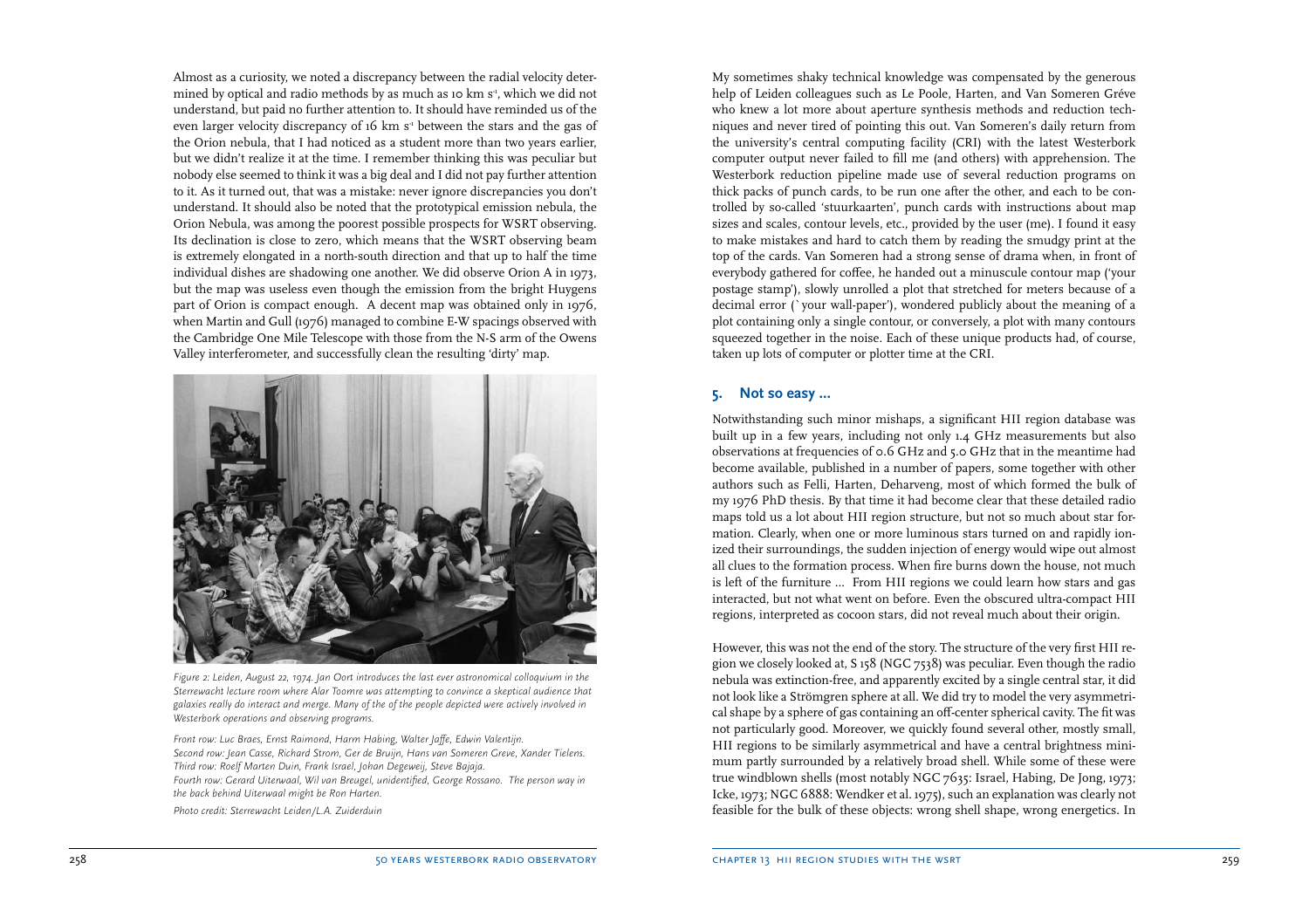Almost as a curiosity, we noted a discrepancy between the radial velocity determined by optical and radio methods by as much as 10 km $s^{-1}$, which we did not understand, but paid no further attention to. It should have reminded us of the even larger velocity discrepancy of 16 km $s^{-1}$ between the stars and the gas of the Orion nebula, that I had noticed as a student more than two years earlier, but we didn't realize it at the time. I remember thinking this was peculiar but nobody else seemed to think it was a big deal and I did not pay further attention to it. As it turned out, that was a mistake: never ignore discrepancies you don't understand. It should also be noted that the prototypical emission nebula, the Orion Nebula, was among the poorest possible prospects for WSRT observing. Its declination is close to zero, which means that the WSRT observing beam is extremely elongated in a north-south direction and that up to half the time individual dishes are shadowing one another. We did observe Orion A in 1973, but the map was useless even though the emission from the bright Huygens part of Orion is compact enough. A decent map was obtained only in 1976, when Martin and Gull (1976) managed to combine E-W spacings observed with the Cambridge One Mile Telescope with those from the N-S arm of the Owens Valley interferometer, and successfully clean the resulting 'dirty' map.

*Figure 2: Leiden, August 22, 1974. Jan Oort introduces the last ever astronomical colloquium in the Sterrewacht lecture room where Alar Toomre was attempting to convince a skeptical audience that galaxies really do interact and merge. Many of the of the people depicted were actively involved in Westerbork operations and observing programs.*

*Front row: Luc Braes, Ernst Raimond, Harm Habing, Walter Jaffe, Edwin Valentijn.*
*Second row: Jean Casse, Richard Strom, Ger de Bruijn, Hans van Someren Greve, Xander Tielens.*
*Third row: Roelf Marten Duin, Frank Israel, Johan Degeweij, Steve Bajaja.*
*Fourth row: Gerard Uiterwaal, Wil van Breugel, unidentified, George Rossano. The person way in the back behind Uiterwaal might be Ron Harten.*

*Photo credit: Sterrewacht Leiden/L.A. Zuiderduin*

My sometimes shaky technical knowledge was compensated by the generous help of Leiden colleagues such as Le Poole, Harten, and Van Someren Gréve who knew a lot more about aperture synthesis methods and reduction techniques and never tired of pointing this out. Van Someren's daily return from the university's central computing facility (CRI) with the latest Westerbork computer output never failed to fill me (and others) with apprehension. The Westerbork reduction pipeline made use of several reduction programs on thick packs of punch cards, to be run one after the other, and each to be controlled by so-called 'stuurkaarten', punch cards with instructions about map sizes and scales, contour levels, etc., provided by the user (me). I found it easy to make mistakes and hard to catch them by reading the smudgy print at the top of the cards. Van Someren had a strong sense of drama when, in front of everybody gathered for coffee, he handed out a minuscule contour map ('your postage stamp'), slowly unrolled a plot that stretched for meters because of a decimal error (`your wall-paper'), wondered publicly about the meaning of a plot containing only a single contour, or conversely, a plot with many contours squeezed together in the noise. Each of these unique products had, of course, taken up lots of computer or plotter time at the CRI.

## 5. Not so easy ...

Notwithstanding such minor mishaps, a significant HII region database was built up in a few years, including not only 1.4 GHz measurements but also observations at frequencies of 0.6 GHz and 5.0 GHz that in the meantime had become available, published in a number of papers, some together with other authors such as Felli, Harten, Deharveng, most of which formed the bulk of my 1976 PhD thesis. By that time it had become clear that these detailed radio maps told us a lot about HII region structure, but not so much about star formation. Clearly, when one or more luminous stars turned on and rapidly ionized their surroundings, the sudden injection of energy would wipe out almost all clues to the formation process. When fire burns down the house, not much is left of the furniture ... From HII regions we could learn how stars and gas interacted, but not what went on before. Even the obscured ultra-compact HII regions, interpreted as cocoon stars, did not reveal much about their origin.

However, this was not the end of the story. The structure of the very first HII region we closely looked at, S 158 (NGC 7538) was peculiar. Even though the radio nebula was extinction-free, and apparently excited by a single central star, it did not look like a Strömgren sphere at all. We did try to model the very asymmetrical shape by a sphere of gas containing an off-center spherical cavity. The fit was not particularly good. Moreover, we quickly found several other, mostly small, HII regions to be similarly asymmetrical and have a central brightness minimum partly surrounded by a relatively broad shell. While some of these were true windblown shells (most notably NGC 7635: Israel, Habing, De Jong, 1973; Icke, 1973; NGC 6888: Wendker et al. 1975), such an explanation was clearly not feasible for the bulk of these objects: wrong shell shape, wrong energetics. In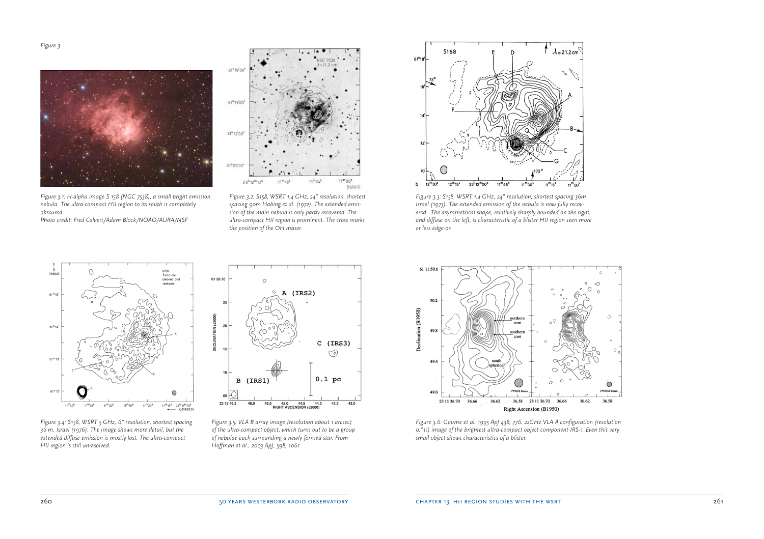*Figure 3*

*Figure 3.1: H-alpha image S 158 (NGC 7538), a small bright emission nebula. The ultra-compact HII region to its south is completely obscured.*
*Photo credit: Fred Calvert/Adam Block/NOAO/AURA/NSF*

*Figure 3.2: S158, WSRT 1.4 GHz, 24" resolution, shortest spacing 90m Habing et al. (1972). The extended emission of the main nebula is only partly recovered. The ultra-compact HII region is prominent. The cross marks the position of the OH maser.*

*Figure 3.3: S158, WSRT 1.4 GHz, 24" resolution, shortest spacing 36m Israel (1973). The extended emission of the nebula is now fully recovered. The asymmetrical shape, relatively sharply bounded on the right, and diffuse on the left, is characteristic of a blister HII region seen more or less edge-on*

*Figure 3.4: S158, WSRT 5 GHz, 6" resolution, shortest spacing 36 m. Israel (1976). The image shows more detail, but the extended diffuse emission is mostly lost. The ultra-compact HII region is still unresolved.*

*Figure 3.5: VLA B array image (resolution about 1 arcsec) of the ultra-compact object, which turns out to be a group of nebulae each surrounding a newly formed star. From Hoffman et al., 2003 ApJ, 598, 1061*

*Figure 3.6: Gaume et al. 1995 ApJ 438, 776. 22GHz VLA A configuration (resolution 0."11) image of the brightest ultra-compact object component IRS-1. Even this very small object shows characteristics of a blister.*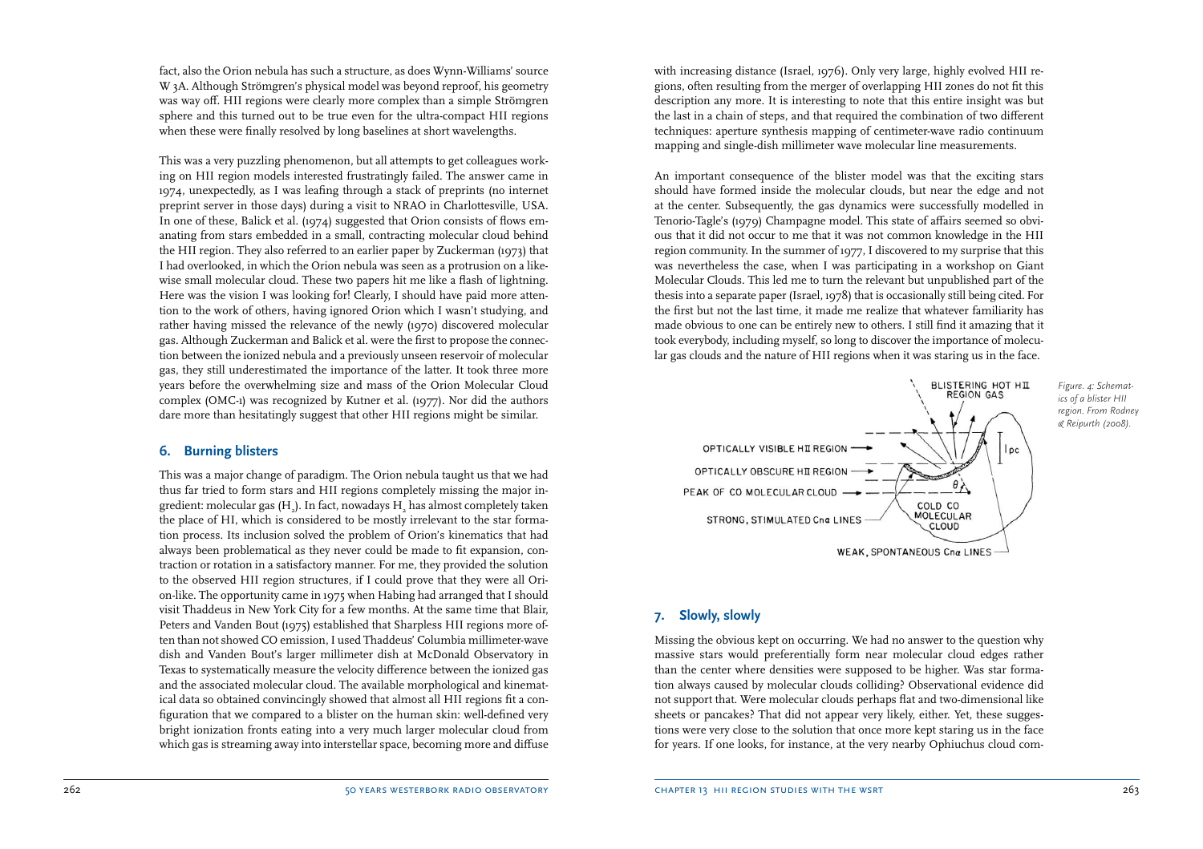fact, also the Orion nebula has such a structure, as does Wynn-Williams' source W 3A. Although Strömgren's physical model was beyond reproof, his geometry was way off. HII regions were clearly more complex than a simple Strömgren sphere and this turned out to be true even for the ultra-compact HII regions when these were finally resolved by long baselines at short wavelengths.

This was a very puzzling phenomenon, but all attempts to get colleagues working on HII region models interested frustratingly failed. The answer came in 1974, unexpectedly, as I was leafing through a stack of preprints (no internet preprint server in those days) during a visit to NRAO in Charlottesville, USA. In one of these, Balick et al. (1974) suggested that Orion consists of flows emanating from stars embedded in a small, contracting molecular cloud behind the HII region. They also referred to an earlier paper by Zuckerman (1973) that I had overlooked, in which the Orion nebula was seen as a protrusion on a likewise small molecular cloud. These two papers hit me like a flash of lightning. Here was the vision I was looking for! Clearly, I should have paid more attention to the work of others, having ignored Orion which I wasn't studying, and rather having missed the relevance of the newly (1970) discovered molecular gas. Although Zuckerman and Balick et al. were the first to propose the connection between the ionized nebula and a previously unseen reservoir of molecular gas, they still underestimated the importance of the latter. It took three more years before the overwhelming size and mass of the Orion Molecular Cloud complex (OMC-1) was recognized by Kutner et al. (1977). Nor did the authors dare more than hesitatingly suggest that other HII regions might be similar.

## 6. Burning blisters

This was a major change of paradigm. The Orion nebula taught us that we had thus far tried to form stars and HII regions completely missing the major ingredient: molecular gas ($H_2$). In fact, nowadays $H_2$ has almost completely taken the place of HI, which is considered to be mostly irrelevant to the star formation process. Its inclusion solved the problem of Orion's kinematics that had always been problematical as they never could be made to fit expansion, contraction or rotation in a satisfactory manner. For me, they provided the solution to the observed HII region structures, if I could prove that they were all Orion-like. The opportunity came in 1975 when Habing had arranged that I should visit Thaddeus in New York City for a few months. At the same time that Blair, Peters and Vanden Bout (1975) established that Sharpless HII regions more often than not showed CO emission, I used Thaddeus' Columbia millimeter-wave dish and Vanden Bout's larger millimeter dish at McDonald Observatory in Texas to systematically measure the velocity difference between the ionized gas and the associated molecular cloud. The available morphological and kinematical data so obtained convincingly showed that almost all HII regions fit a configuration that we compared to a blister on the human skin: well-defined very bright ionization fronts eating into a very much larger molecular cloud from which gas is streaming away into interstellar space, becoming more and diffuse with increasing distance (Israel, 1976). Only very large, highly evolved HII regions, often resulting from the merger of overlapping HII zones do not fit this description any more. It is interesting to note that this entire insight was but the last in a chain of steps, and that required the combination of two different techniques: aperture synthesis mapping of centimeter-wave radio continuum mapping and single-dish millimeter wave molecular line measurements.

An important consequence of the blister model was that the exciting stars should have formed inside the molecular clouds, but near the edge and not at the center. Subsequently, the gas dynamics were successfully modelled in Tenorio-Tagle's (1979) Champagne model. This state of affairs seemed so obvious that it did not occur to me that it was not common knowledge in the HII region community. In the summer of 1977, I discovered to my surprise that this was nevertheless the case, when I was participating in a workshop on Giant Molecular Clouds. This led me to turn the relevant but unpublished part of the thesis into a separate paper (Israel, 1978) that is occasionally still being cited. For the first but not the last time, it made me realize that whatever familiarity has made obvious to one can be entirely new to others. I still find it amazing that it took everybody, including myself, so long to discover the importance of molecular gas clouds and the nature of HII regions when it was staring us in the face.

*Figure. 4: Schematics of a blister HII region. From Rodney & Reipurth (2008).*

## 7. Slowly, slowly

Missing the obvious kept on occurring. We had no answer to the question why massive stars would preferentially form near molecular cloud edges rather than the center where densities were supposed to be higher. Was star formation always caused by molecular clouds colliding? Observational evidence did not support that. Were molecular clouds perhaps flat and two-dimensional like sheets or pancakes? That did not appear very likely, either. Yet, these suggestions were very close to the solution that once more kept staring us in the face for years. If one looks, for instance, at the very nearby Ophiuchus cloud com-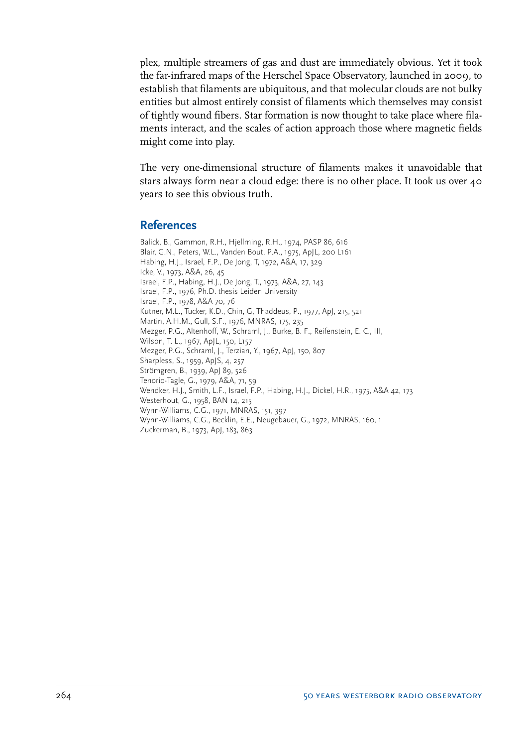plex, multiple streamers of gas and dust are immediately obvious. Yet it took the far-infrared maps of the Herschel Space Observatory, launched in 2009, to establish that filaments are ubiquitous, and that molecular clouds are not bulky entities but almost entirely consist of filaments which themselves may consist of tightly wound fibers. Star formation is now thought to take place where filaments interact, and the scales of action approach those where magnetic fields might come into play.

The very one-dimensional structure of filaments makes it unavoidable that stars always form near a cloud edge: there is no other place. It took us over 40 years to see this obvious truth.

## References

Balick, B., Gammon, R.H., Hjellming, R.H., 1974, PASP 86, 616
Blair, G.N., Peters, W.L., Vanden Bout, P.A., 1975, ApJL, 200 L161
Habing, H.J., Israel, F.P., De Jong, T, 1972, A&A, 17, 329
Icke, V., 1973, A&A, 26, 45
Israel, F.P., Habing, H.J., De Jong, T., 1973, A&A, 27, 143
Israel, F.P., 1976, Ph.D. thesis Leiden University
Israel, F.P., 1978, A&A 70, 76
Kutner, M.L., Tucker, K.D., Chin, G, Thaddeus, P., 1977, ApJ, 215, 521
Martin, A.H.M., Gull, S.F., 1976, MNRAS, 175, 235
Mezger, P.G., Altenhoff, W., Schraml, J., Burke, B. F., Reifenstein, E. C., III, Wilson, T. L., 1967, ApJL, 150, L157
Mezger, P.G., Schraml, J., Terzian, Y., 1967, ApJ, 150, 807
Sharpless, S., 1959, ApJS, 4, 257
Strömgren, B., 1939, ApJ 89, 526
Tenorio-Tagle, G., 1979, A&A, 71, 59
Wendker, H.J., Smith, L.F., Israel, F.P., Habing, H.J., Dickel, H.R., 1975, A&A 42, 173
Westerhout, G., 1958, BAN 14, 215
Wynn-Williams, C.G., 1971, MNRAS, 151, 397
Wynn-Williams, C.G., Becklin, E.E., Neugebauer, G., 1972, MNRAS, 160, 1
Zuckerman, B., 1973, ApJ, 183, 863